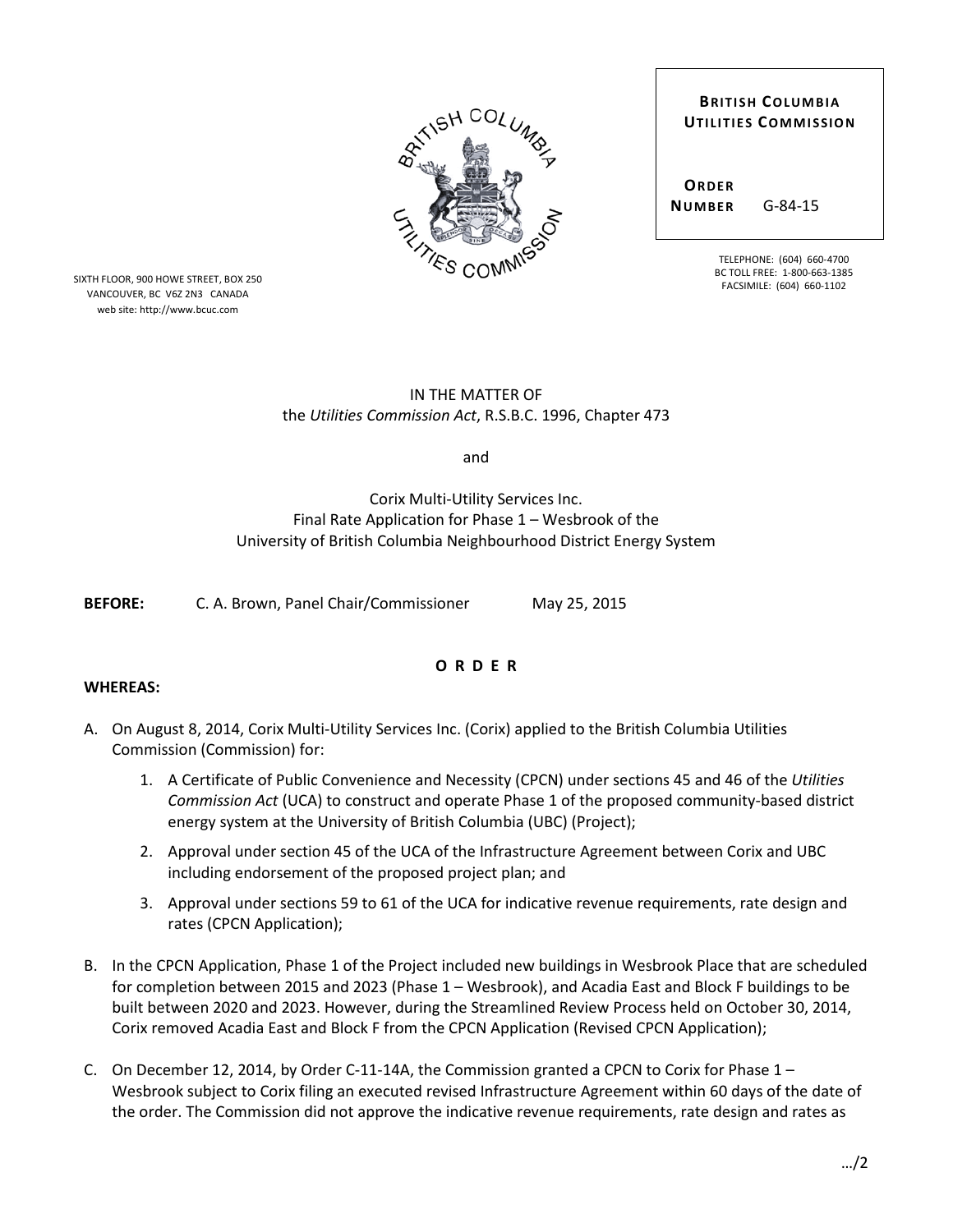**BRITISH COLUMBIA UTILITIES COMMISSION**

**ORDER NUMBER** G-84-15

SIXTH FLOOR, 900 HOWE STREET, BOX 250
VANCOUVER, BC V6Z 2N3 CANADA
web site: http://www.bcuc.com

TELEPHONE: (604) 660-4700
BC TOLL FREE: 1-800-663-1385
FACSIMILE: (604) 660-1102

IN THE MATTER OF
the *Utilities Commission Act*, R.S.B.C. 1996, Chapter 473

and

Corix Multi-Utility Services Inc.
Final Rate Application for Phase 1 – Wesbrook of the
University of British Columbia Neighbourhood District Energy System

**BEFORE:** C. A. Brown, Panel Chair/Commissioner May 25, 2015

**O R D E R**

**WHEREAS:**

A. On August 8, 2014, Corix Multi-Utility Services Inc. (Corix) applied to the British Columbia Utilities Commission (Commission) for:

   1. A Certificate of Public Convenience and Necessity (CPCN) under sections 45 and 46 of the *Utilities Commission Act* (UCA) to construct and operate Phase 1 of the proposed community-based district energy system at the University of British Columbia (UBC) (Project);

   2. Approval under section 45 of the UCA of the Infrastructure Agreement between Corix and UBC including endorsement of the proposed project plan; and

   3. Approval under sections 59 to 61 of the UCA for indicative revenue requirements, rate design and rates (CPCN Application);

B. In the CPCN Application, Phase 1 of the Project included new buildings in Wesbrook Place that are scheduled for completion between 2015 and 2023 (Phase 1 – Wesbrook), and Acadia East and Block F buildings to be built between 2020 and 2023. However, during the Streamlined Review Process held on October 30, 2014, Corix removed Acadia East and Block F from the CPCN Application (Revised CPCN Application);

C. On December 12, 2014, by Order C-11-14A, the Commission granted a CPCN to Corix for Phase 1 – Wesbrook subject to Corix filing an executed revised Infrastructure Agreement within 60 days of the date of the order. The Commission did not approve the indicative revenue requirements, rate design and rates as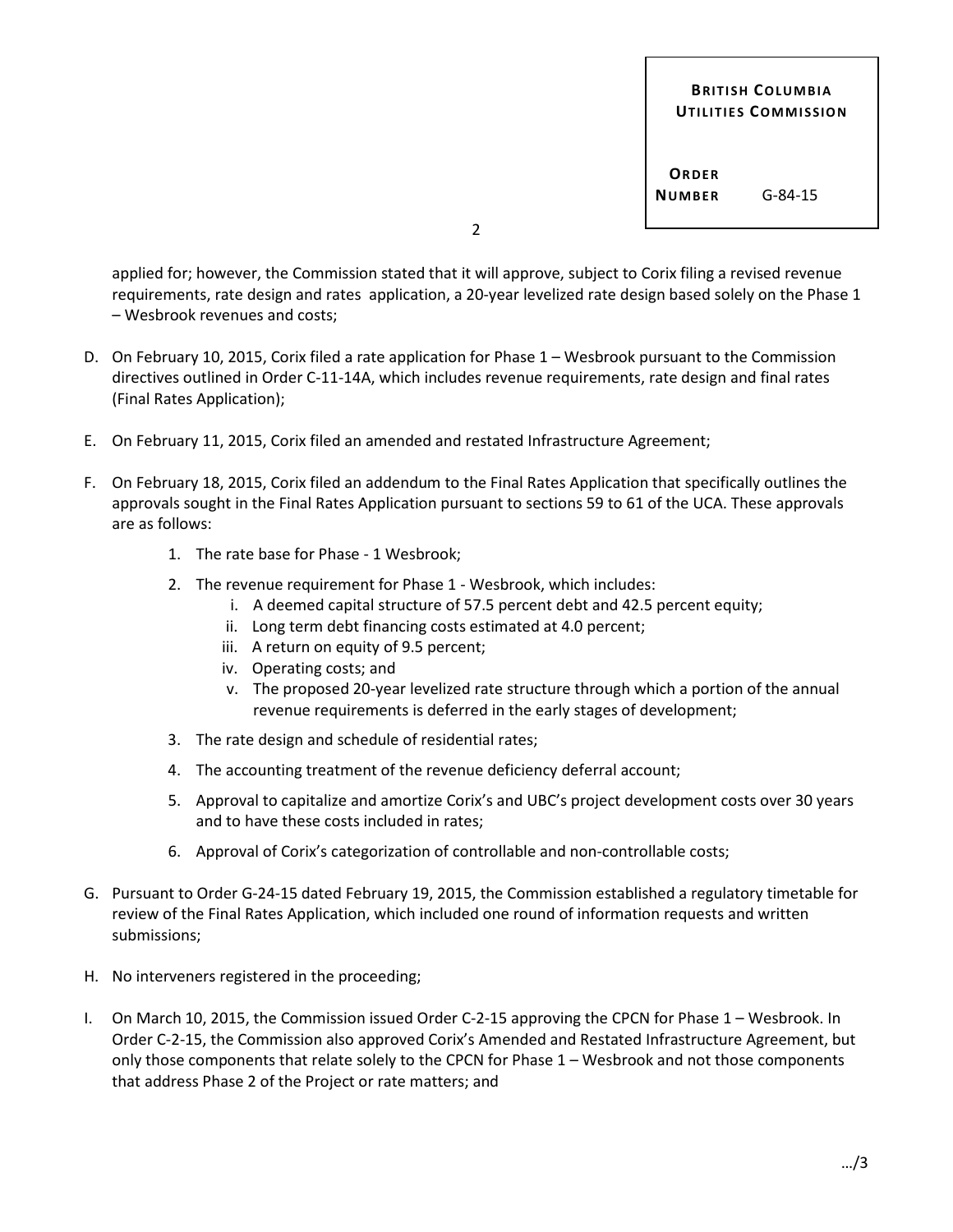applied for; however, the Commission stated that it will approve, subject to Corix filing a revised revenue requirements, rate design and rates application, a 20-year levelized rate design based solely on the Phase 1 – Wesbrook revenues and costs;

D. On February 10, 2015, Corix filed a rate application for Phase 1 – Wesbrook pursuant to the Commission directives outlined in Order C-11-14A, which includes revenue requirements, rate design and final rates (Final Rates Application);

E. On February 11, 2015, Corix filed an amended and restated Infrastructure Agreement;

F. On February 18, 2015, Corix filed an addendum to the Final Rates Application that specifically outlines the approvals sought in the Final Rates Application pursuant to sections 59 to 61 of the UCA. These approvals are as follows:

   1. The rate base for Phase - 1 Wesbrook;
   2. The revenue requirement for Phase 1 - Wesbrook, which includes:
      i. A deemed capital structure of 57.5 percent debt and 42.5 percent equity;
      ii. Long term debt financing costs estimated at 4.0 percent;
      iii. A return on equity of 9.5 percent;
      iv. Operating costs; and
      v. The proposed 20-year levelized rate structure through which a portion of the annual revenue requirements is deferred in the early stages of development;
   3. The rate design and schedule of residential rates;
   4. The accounting treatment of the revenue deficiency deferral account;
   5. Approval to capitalize and amortize Corix's and UBC's project development costs over 30 years and to have these costs included in rates;
   6. Approval of Corix's categorization of controllable and non-controllable costs;

G. Pursuant to Order G-24-15 dated February 19, 2015, the Commission established a regulatory timetable for review of the Final Rates Application, which included one round of information requests and written submissions;

H. No interveners registered in the proceeding;

I. On March 10, 2015, the Commission issued Order C-2-15 approving the CPCN for Phase 1 – Wesbrook. In Order C-2-15, the Commission also approved Corix's Amended and Restated Infrastructure Agreement, but only those components that relate solely to the CPCN for Phase 1 – Wesbrook and not those components that address Phase 2 of the Project or rate matters; and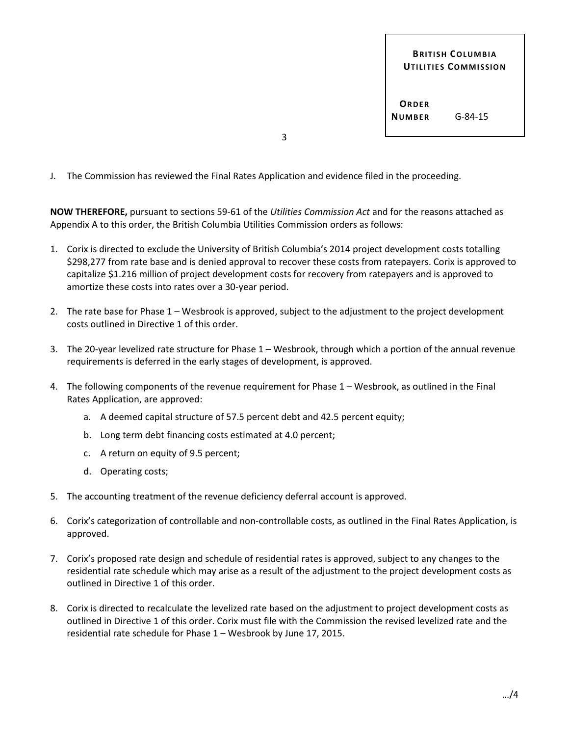J. The Commission has reviewed the Final Rates Application and evidence filed in the proceeding.

**NOW THEREFORE,** pursuant to sections 59-61 of the *Utilities Commission Act* and for the reasons attached as Appendix A to this order, the British Columbia Utilities Commission orders as follows:

1. Corix is directed to exclude the University of British Columbia's 2014 project development costs totalling $298,277 from rate base and is denied approval to recover these costs from ratepayers. Corix is approved to capitalize $1.216 million of project development costs for recovery from ratepayers and is approved to amortize these costs into rates over a 30-year period.

2. The rate base for Phase 1 – Wesbrook is approved, subject to the adjustment to the project development costs outlined in Directive 1 of this order.

3. The 20-year levelized rate structure for Phase 1 – Wesbrook, through which a portion of the annual revenue requirements is deferred in the early stages of development, is approved.

4. The following components of the revenue requirement for Phase 1 – Wesbrook, as outlined in the Final Rates Application, are approved:

   a. A deemed capital structure of 57.5 percent debt and 42.5 percent equity;

   b. Long term debt financing costs estimated at 4.0 percent;

   c. A return on equity of 9.5 percent;

   d. Operating costs;

5. The accounting treatment of the revenue deficiency deferral account is approved.

6. Corix's categorization of controllable and non-controllable costs, as outlined in the Final Rates Application, is approved.

7. Corix's proposed rate design and schedule of residential rates is approved, subject to any changes to the residential rate schedule which may arise as a result of the adjustment to the project development costs as outlined in Directive 1 of this order.

8. Corix is directed to recalculate the levelized rate based on the adjustment to project development costs as outlined in Directive 1 of this order. Corix must file with the Commission the revised levelized rate and the residential rate schedule for Phase 1 – Wesbrook by June 17, 2015.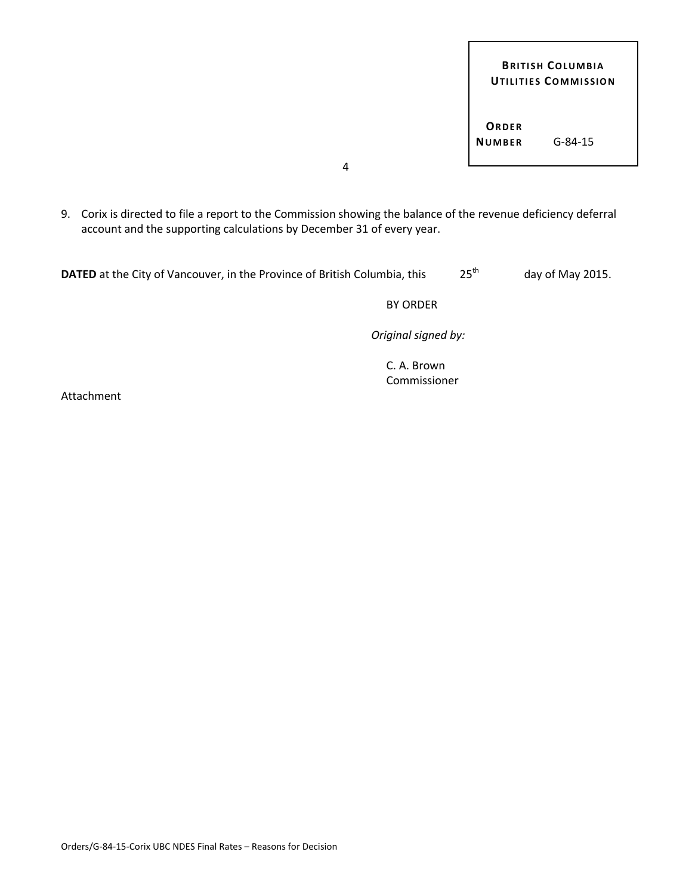9. Corix is directed to file a report to the Commission showing the balance of the revenue deficiency deferral account and the supporting calculations by December 31 of every year.

**DATED** at the City of Vancouver, in the Province of British Columbia, this 25th day of May 2015.

BY ORDER

*Original signed by:*

C. A. Brown
Commissioner

Attachment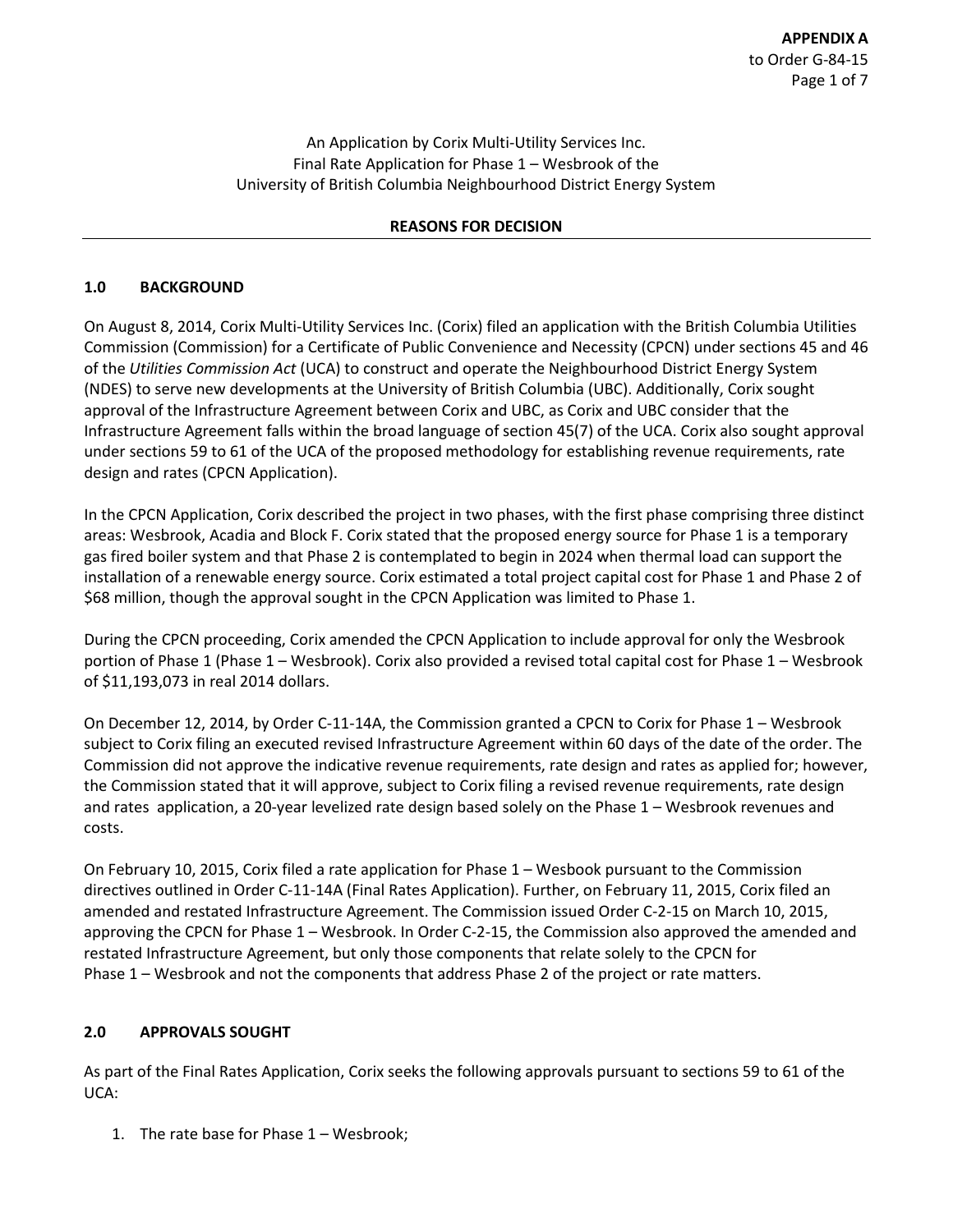An Application by Corix Multi-Utility Services Inc.
Final Rate Application for Phase 1 – Wesbrook of the
University of British Columbia Neighbourhood District Energy System

**REASONS FOR DECISION**

## 1.0 BACKGROUND

On August 8, 2014, Corix Multi-Utility Services Inc. (Corix) filed an application with the British Columbia Utilities Commission (Commission) for a Certificate of Public Convenience and Necessity (CPCN) under sections 45 and 46 of the *Utilities Commission Act* (UCA) to construct and operate the Neighbourhood District Energy System (NDES) to serve new developments at the University of British Columbia (UBC). Additionally, Corix sought approval of the Infrastructure Agreement between Corix and UBC, as Corix and UBC consider that the Infrastructure Agreement falls within the broad language of section 45(7) of the UCA. Corix also sought approval under sections 59 to 61 of the UCA of the proposed methodology for establishing revenue requirements, rate design and rates (CPCN Application).

In the CPCN Application, Corix described the project in two phases, with the first phase comprising three distinct areas: Wesbrook, Acadia and Block F. Corix stated that the proposed energy source for Phase 1 is a temporary gas fired boiler system and that Phase 2 is contemplated to begin in 2024 when thermal load can support the installation of a renewable energy source. Corix estimated a total project capital cost for Phase 1 and Phase 2 of $68 million, though the approval sought in the CPCN Application was limited to Phase 1.

During the CPCN proceeding, Corix amended the CPCN Application to include approval for only the Wesbrook portion of Phase 1 (Phase 1 – Wesbrook). Corix also provided a revised total capital cost for Phase 1 – Wesbrook of $11,193,073 in real 2014 dollars.

On December 12, 2014, by Order C-11-14A, the Commission granted a CPCN to Corix for Phase 1 – Wesbrook subject to Corix filing an executed revised Infrastructure Agreement within 60 days of the date of the order. The Commission did not approve the indicative revenue requirements, rate design and rates as applied for; however, the Commission stated that it will approve, subject to Corix filing a revised revenue requirements, rate design and rates application, a 20-year levelized rate design based solely on the Phase 1 – Wesbrook revenues and costs.

On February 10, 2015, Corix filed a rate application for Phase 1 – Wesbook pursuant to the Commission directives outlined in Order C-11-14A (Final Rates Application). Further, on February 11, 2015, Corix filed an amended and restated Infrastructure Agreement. The Commission issued Order C-2-15 on March 10, 2015, approving the CPCN for Phase 1 – Wesbrook. In Order C-2-15, the Commission also approved the amended and restated Infrastructure Agreement, but only those components that relate solely to the CPCN for Phase 1 – Wesbrook and not the components that address Phase 2 of the project or rate matters.

## 2.0 APPROVALS SOUGHT

As part of the Final Rates Application, Corix seeks the following approvals pursuant to sections 59 to 61 of the UCA:

1. The rate base for Phase 1 – Wesbrook;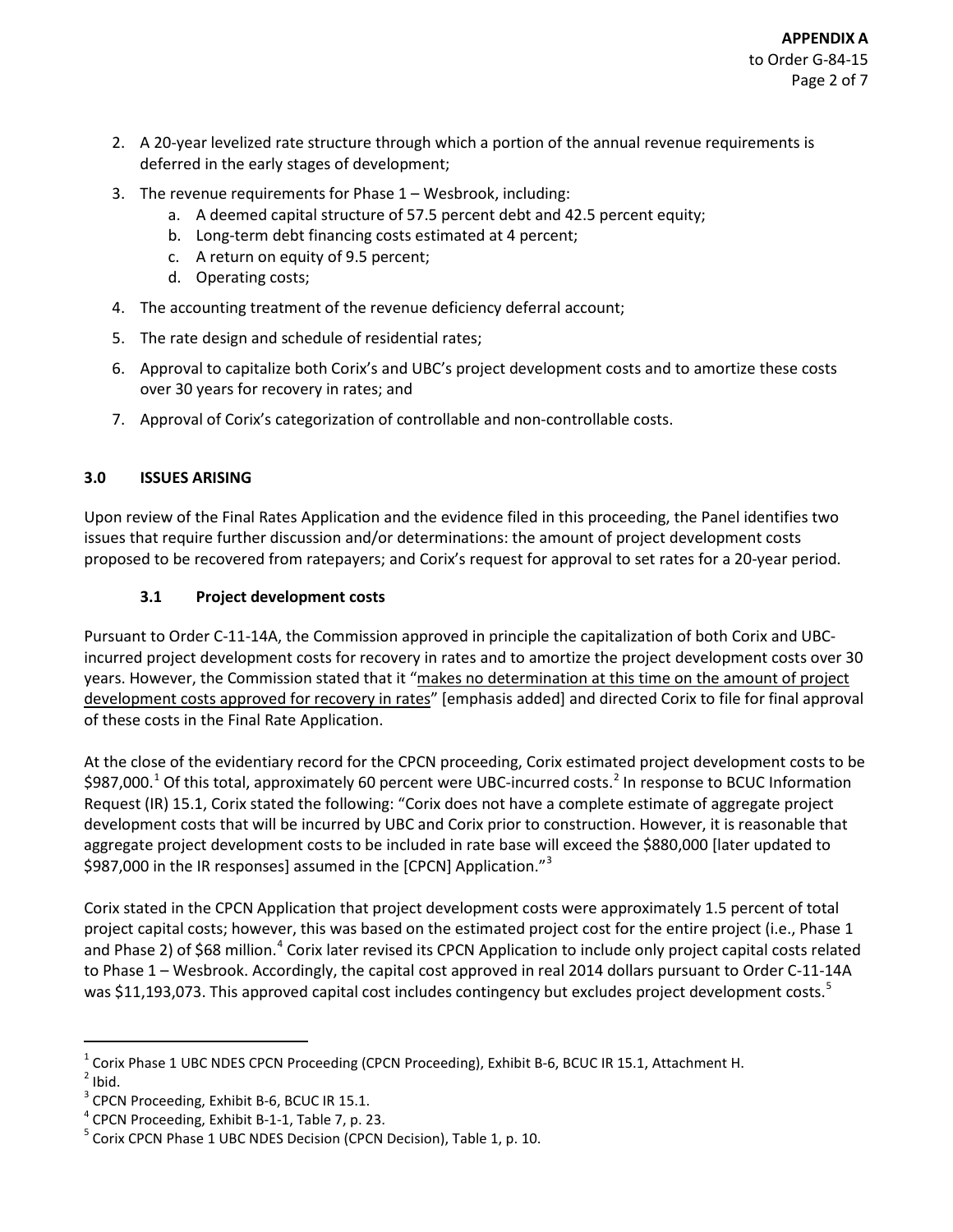2. A 20-year levelized rate structure through which a portion of the annual revenue requirements is deferred in the early stages of development;
3. The revenue requirements for Phase 1 – Wesbrook, including:
   a. A deemed capital structure of 57.5 percent debt and 42.5 percent equity;
   b. Long-term debt financing costs estimated at 4 percent;
   c. A return on equity of 9.5 percent;
   d. Operating costs;
4. The accounting treatment of the revenue deficiency deferral account;
5. The rate design and schedule of residential rates;
6. Approval to capitalize both Corix's and UBC's project development costs and to amortize these costs over 30 years for recovery in rates; and
7. Approval of Corix's categorization of controllable and non-controllable costs.

## 3.0 ISSUES ARISING

Upon review of the Final Rates Application and the evidence filed in this proceeding, the Panel identifies two issues that require further discussion and/or determinations: the amount of project development costs proposed to be recovered from ratepayers; and Corix's request for approval to set rates for a 20-year period.

### 3.1 Project development costs

Pursuant to Order C-11-14A, the Commission approved in principle the capitalization of both Corix and UBC-incurred project development costs for recovery in rates and to amortize the project development costs over 30 years. However, the Commission stated that it "makes no determination at this time on the amount of project development costs approved for recovery in rates" [emphasis added] and directed Corix to file for final approval of these costs in the Final Rate Application.

At the close of the evidentiary record for the CPCN proceeding, Corix estimated project development costs to be $987,000.[1] Of this total, approximately 60 percent were UBC-incurred costs.[2] In response to BCUC Information Request (IR) 15.1, Corix stated the following: "Corix does not have a complete estimate of aggregate project development costs that will be incurred by UBC and Corix prior to construction. However, it is reasonable that aggregate project development costs to be included in rate base will exceed the $880,000 [later updated to $987,000 in the IR responses] assumed in the [CPCN] Application."[3]

Corix stated in the CPCN Application that project development costs were approximately 1.5 percent of total project capital costs; however, this was based on the estimated project cost for the entire project (i.e., Phase 1 and Phase 2) of $68 million.[4] Corix later revised its CPCN Application to include only project capital costs related to Phase 1 – Wesbrook. Accordingly, the capital cost approved in real 2014 dollars pursuant to Order C-11-14A was $11,193,073. This approved capital cost includes contingency but excludes project development costs.[5]

---

[1] Corix Phase 1 UBC NDES CPCN Proceeding (CPCN Proceeding), Exhibit B-6, BCUC IR 15.1, Attachment H.
[2] Ibid.
[3] CPCN Proceeding, Exhibit B-6, BCUC IR 15.1.
[4] CPCN Proceeding, Exhibit B-1-1, Table 7, p. 23.
[5] Corix CPCN Phase 1 UBC NDES Decision (CPCN Decision), Table 1, p. 10.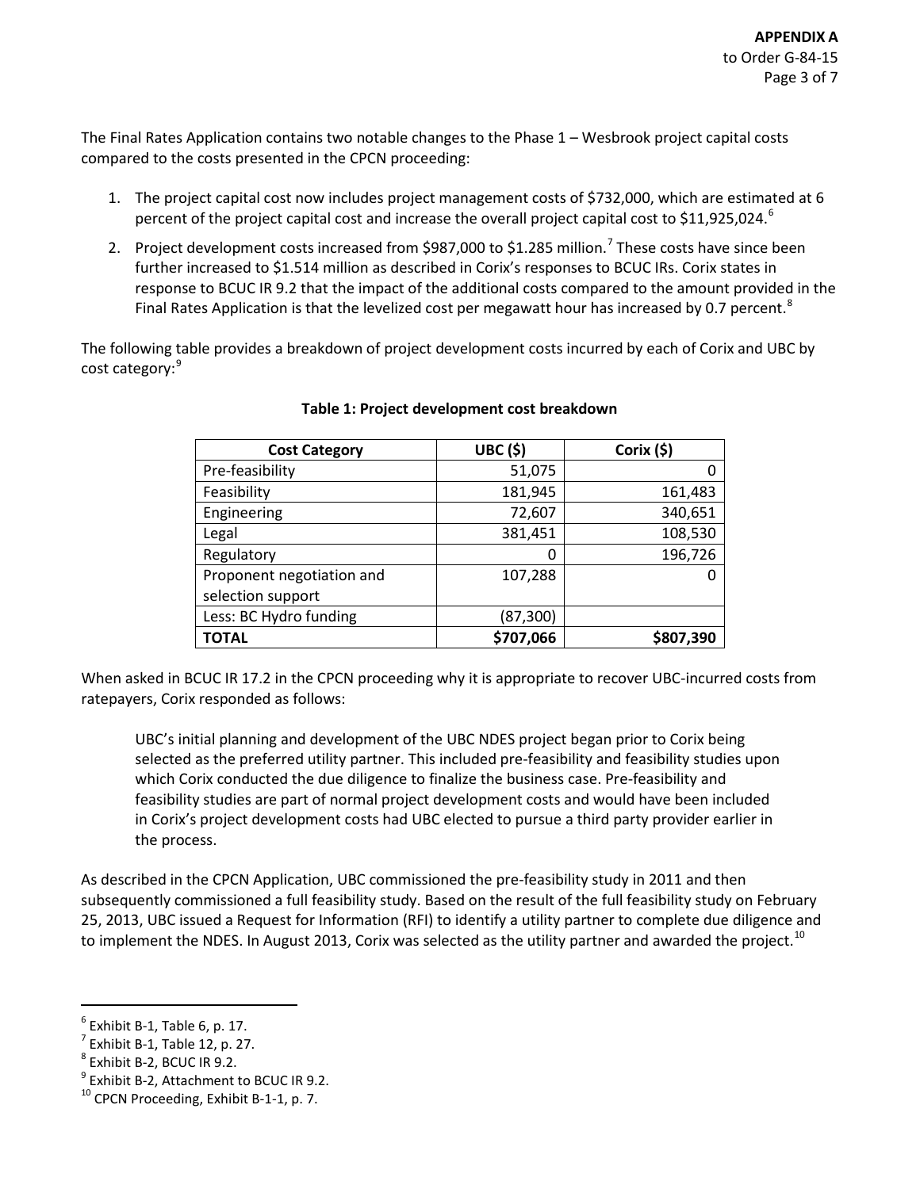The Final Rates Application contains two notable changes to the Phase 1 – Wesbrook project capital costs compared to the costs presented in the CPCN proceeding:

1. The project capital cost now includes project management costs of $732,000, which are estimated at 6 percent of the project capital cost and increase the overall project capital cost to $11,925,024.[6]
2. Project development costs increased from $987,000 to $1.285 million.[7] These costs have since been further increased to $1.514 million as described in Corix's responses to BCUC IRs. Corix states in response to BCUC IR 9.2 that the impact of the additional costs compared to the amount provided in the Final Rates Application is that the levelized cost per megawatt hour has increased by 0.7 percent.[8]

The following table provides a breakdown of project development costs incurred by each of Corix and UBC by cost category:[9]

**Table 1: Project development cost breakdown**

| Cost Category | UBC ($) | Corix ($) |
|---|---:|---:|
| Pre-feasibility | 51,075 | 0 |
| Feasibility | 181,945 | 161,483 |
| Engineering | 72,607 | 340,651 |
| Legal | 381,451 | 108,530 |
| Regulatory | 0 | 196,726 |
| Proponent negotiation and selection support | 107,288 | 0 |
| Less: BC Hydro funding | (87,300) | |
| **TOTAL** | **$707,066** | **$807,390** |

When asked in BCUC IR 17.2 in the CPCN proceeding why it is appropriate to recover UBC-incurred costs from ratepayers, Corix responded as follows:

> UBC's initial planning and development of the UBC NDES project began prior to Corix being selected as the preferred utility partner. This included pre-feasibility and feasibility studies upon which Corix conducted the due diligence to finalize the business case. Pre-feasibility and feasibility studies are part of normal project development costs and would have been included in Corix's project development costs had UBC elected to pursue a third party provider earlier in the process.

As described in the CPCN Application, UBC commissioned the pre-feasibility study in 2011 and then subsequently commissioned a full feasibility study. Based on the result of the full feasibility study on February 25, 2013, UBC issued a Request for Information (RFI) to identify a utility partner to complete due diligence and to implement the NDES. In August 2013, Corix was selected as the utility partner and awarded the project.[10]

---

[6] Exhibit B-1, Table 6, p. 17.
[7] Exhibit B-1, Table 12, p. 27.
[8] Exhibit B-2, BCUC IR 9.2.
[9] Exhibit B-2, Attachment to BCUC IR 9.2.
[10] CPCN Proceeding, Exhibit B-1-1, p. 7.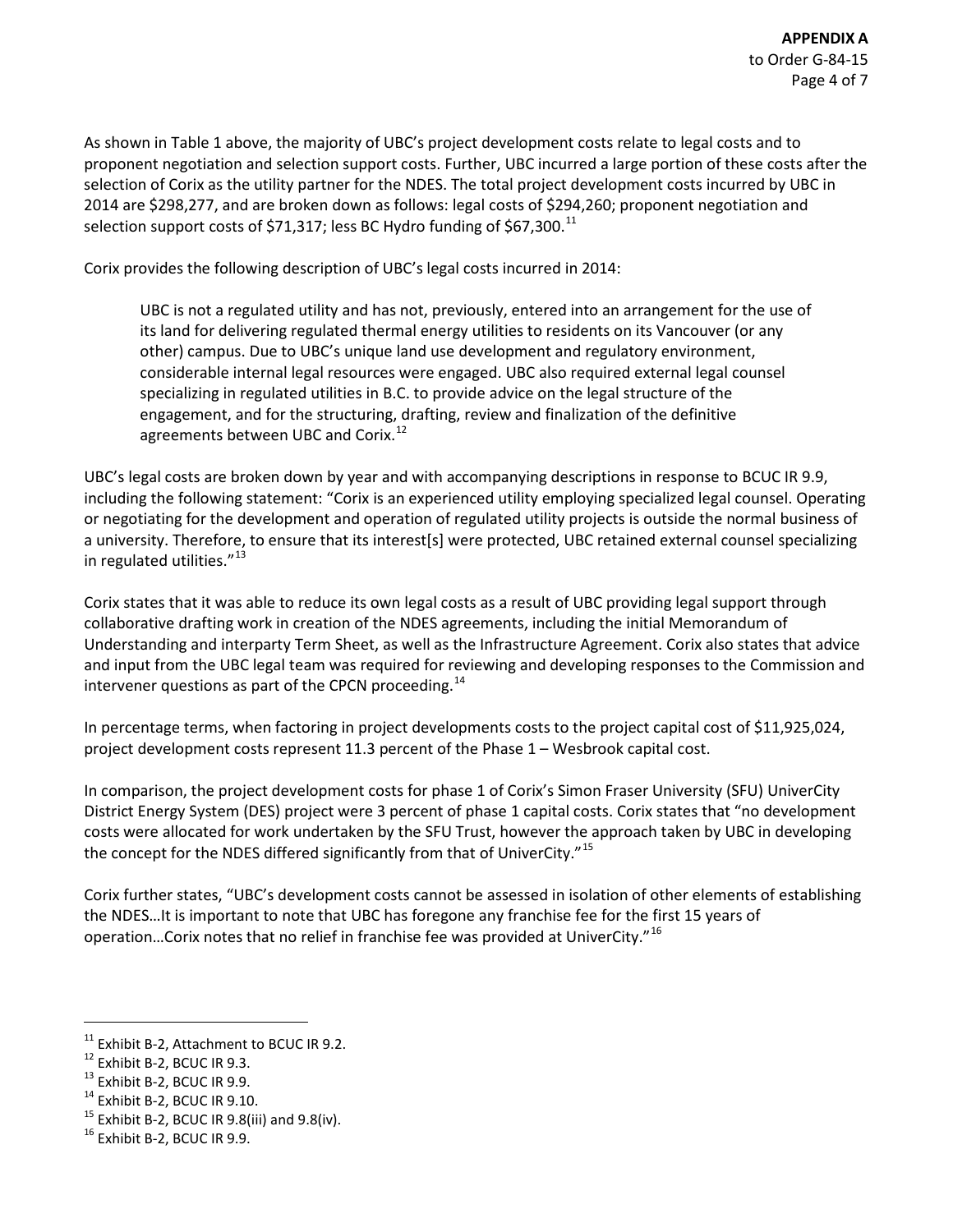As shown in Table 1 above, the majority of UBC's project development costs relate to legal costs and to proponent negotiation and selection support costs. Further, UBC incurred a large portion of these costs after the selection of Corix as the utility partner for the NDES. The total project development costs incurred by UBC in 2014 are $298,277, and are broken down as follows: legal costs of $294,260; proponent negotiation and selection support costs of $71,317; less BC Hydro funding of $67,300.[11]

Corix provides the following description of UBC's legal costs incurred in 2014:

> UBC is not a regulated utility and has not, previously, entered into an arrangement for the use of its land for delivering regulated thermal energy utilities to residents on its Vancouver (or any other) campus. Due to UBC's unique land use development and regulatory environment, considerable internal legal resources were engaged. UBC also required external legal counsel specializing in regulated utilities in B.C. to provide advice on the legal structure of the engagement, and for the structuring, drafting, review and finalization of the definitive agreements between UBC and Corix.[12]

UBC's legal costs are broken down by year and with accompanying descriptions in response to BCUC IR 9.9, including the following statement: "Corix is an experienced utility employing specialized legal counsel. Operating or negotiating for the development and operation of regulated utility projects is outside the normal business of a university. Therefore, to ensure that its interest[s] were protected, UBC retained external counsel specializing in regulated utilities."[13]

Corix states that it was able to reduce its own legal costs as a result of UBC providing legal support through collaborative drafting work in creation of the NDES agreements, including the initial Memorandum of Understanding and interparty Term Sheet, as well as the Infrastructure Agreement. Corix also states that advice and input from the UBC legal team was required for reviewing and developing responses to the Commission and intervener questions as part of the CPCN proceeding.[14]

In percentage terms, when factoring in project developments costs to the project capital cost of $11,925,024, project development costs represent 11.3 percent of the Phase 1 – Wesbrook capital cost.

In comparison, the project development costs for phase 1 of Corix's Simon Fraser University (SFU) UniverCity District Energy System (DES) project were 3 percent of phase 1 capital costs. Corix states that "no development costs were allocated for work undertaken by the SFU Trust, however the approach taken by UBC in developing the concept for the NDES differed significantly from that of UniverCity."[15]

Corix further states, "UBC's development costs cannot be assessed in isolation of other elements of establishing the NDES…It is important to note that UBC has foregone any franchise fee for the first 15 years of operation…Corix notes that no relief in franchise fee was provided at UniverCity."[16]

---

[11] Exhibit B-2, Attachment to BCUC IR 9.2.
[12] Exhibit B-2, BCUC IR 9.3.
[13] Exhibit B-2, BCUC IR 9.9.
[14] Exhibit B-2, BCUC IR 9.10.
[15] Exhibit B-2, BCUC IR 9.8(iii) and 9.8(iv).
[16] Exhibit B-2, BCUC IR 9.9.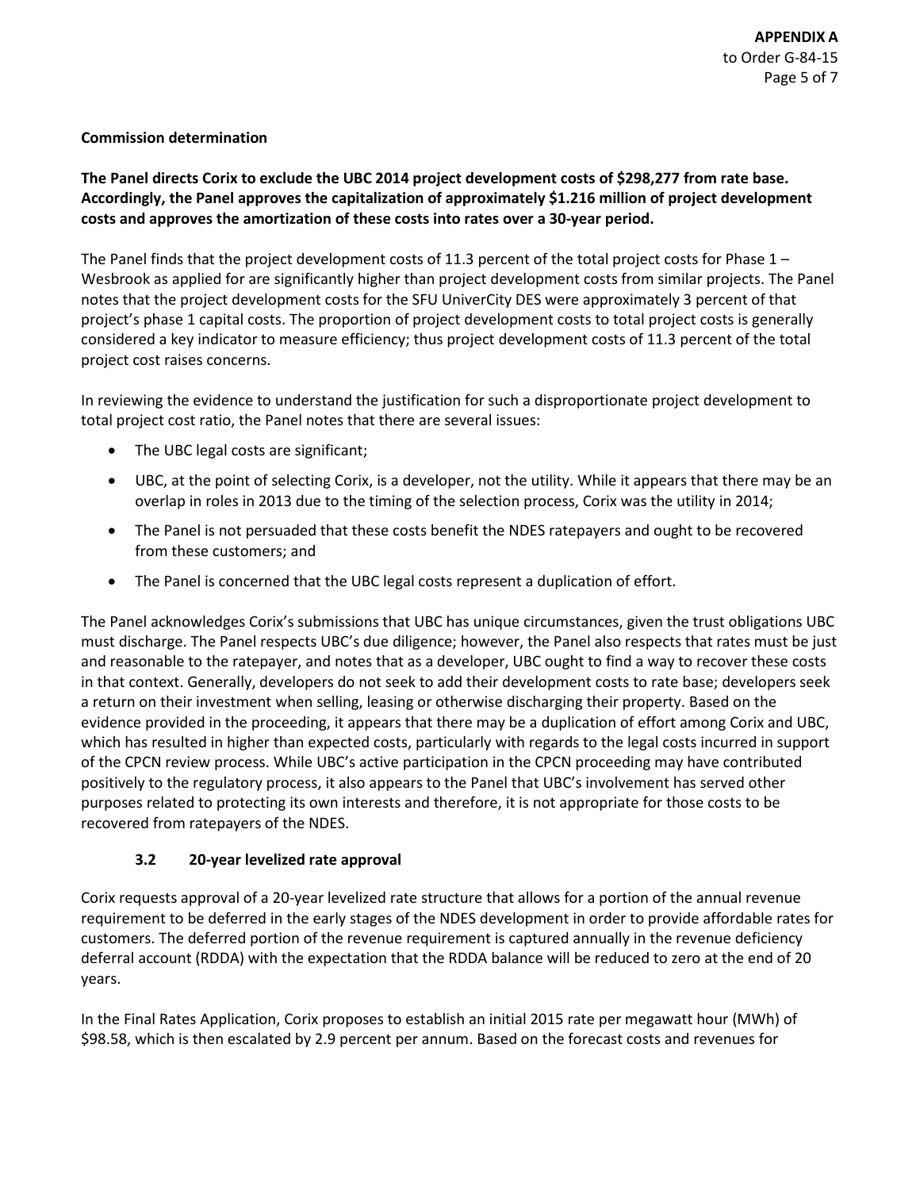**Commission determination**

**The Panel directs Corix to exclude the UBC 2014 project development costs of $298,277 from rate base. Accordingly, the Panel approves the capitalization of approximately $1.216 million of project development costs and approves the amortization of these costs into rates over a 30-year period.**

The Panel finds that the project development costs of 11.3 percent of the total project costs for Phase 1 – Wesbrook as applied for are significantly higher than project development costs from similar projects. The Panel notes that the project development costs for the SFU UniverCity DES were approximately 3 percent of that project's phase 1 capital costs. The proportion of project development costs to total project costs is generally considered a key indicator to measure efficiency; thus project development costs of 11.3 percent of the total project cost raises concerns.

In reviewing the evidence to understand the justification for such a disproportionate project development to total project cost ratio, the Panel notes that there are several issues:

- The UBC legal costs are significant;
- UBC, at the point of selecting Corix, is a developer, not the utility. While it appears that there may be an overlap in roles in 2013 due to the timing of the selection process, Corix was the utility in 2014;
- The Panel is not persuaded that these costs benefit the NDES ratepayers and ought to be recovered from these customers; and
- The Panel is concerned that the UBC legal costs represent a duplication of effort.

The Panel acknowledges Corix's submissions that UBC has unique circumstances, given the trust obligations UBC must discharge. The Panel respects UBC's due diligence; however, the Panel also respects that rates must be just and reasonable to the ratepayer, and notes that as a developer, UBC ought to find a way to recover these costs in that context. Generally, developers do not seek to add their development costs to rate base; developers seek a return on their investment when selling, leasing or otherwise discharging their property. Based on the evidence provided in the proceeding, it appears that there may be a duplication of effort among Corix and UBC, which has resulted in higher than expected costs, particularly with regards to the legal costs incurred in support of the CPCN review process. While UBC's active participation in the CPCN proceeding may have contributed positively to the regulatory process, it also appears to the Panel that UBC's involvement has served other purposes related to protecting its own interests and therefore, it is not appropriate for those costs to be recovered from ratepayers of the NDES.

### 3.2 20-year levelized rate approval

Corix requests approval of a 20-year levelized rate structure that allows for a portion of the annual revenue requirement to be deferred in the early stages of the NDES development in order to provide affordable rates for customers. The deferred portion of the revenue requirement is captured annually in the revenue deficiency deferral account (RDDA) with the expectation that the RDDA balance will be reduced to zero at the end of 20 years.

In the Final Rates Application, Corix proposes to establish an initial 2015 rate per megawatt hour (MWh) of $98.58, which is then escalated by 2.9 percent per annum. Based on the forecast costs and revenues for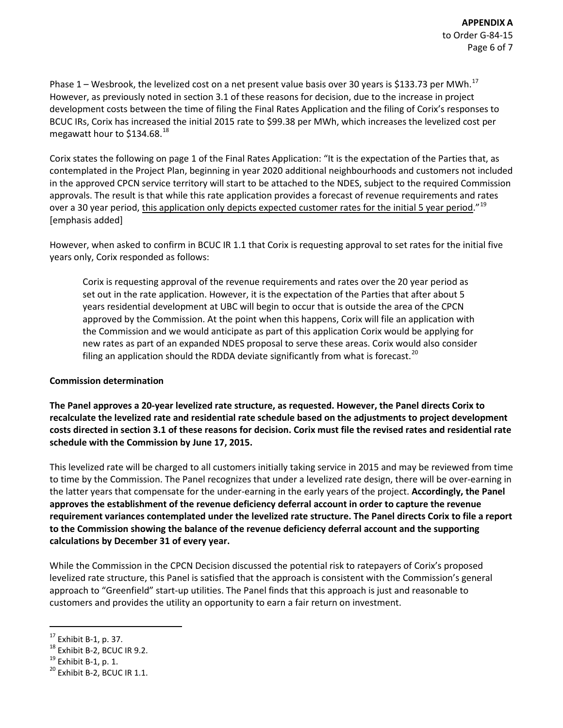Phase 1 – Wesbrook, the levelized cost on a net present value basis over 30 years is $133.73 per MWh.[17] However, as previously noted in section 3.1 of these reasons for decision, due to the increase in project development costs between the time of filing the Final Rates Application and the filing of Corix's responses to BCUC IRs, Corix has increased the initial 2015 rate to $99.38 per MWh, which increases the levelized cost per megawatt hour to $134.68.[18]

Corix states the following on page 1 of the Final Rates Application: "It is the expectation of the Parties that, as contemplated in the Project Plan, beginning in year 2020 additional neighbourhoods and customers not included in the approved CPCN service territory will start to be attached to the NDES, subject to the required Commission approvals. The result is that while this rate application provides a forecast of revenue requirements and rates over a 30 year period, <u>this application only depicts expected customer rates for the initial 5 year period</u>."[19] [emphasis added]

However, when asked to confirm in BCUC IR 1.1 that Corix is requesting approval to set rates for the initial five years only, Corix responded as follows:

> Corix is requesting approval of the revenue requirements and rates over the 20 year period as set out in the rate application. However, it is the expectation of the Parties that after about 5 years residential development at UBC will begin to occur that is outside the area of the CPCN approved by the Commission. At the point when this happens, Corix will file an application with the Commission and we would anticipate as part of this application Corix would be applying for new rates as part of an expanded NDES proposal to serve these areas. Corix would also consider filing an application should the RDDA deviate significantly from what is forecast.[20]

**Commission determination**

**The Panel approves a 20-year levelized rate structure, as requested. However, the Panel directs Corix to recalculate the levelized rate and residential rate schedule based on the adjustments to project development costs directed in section 3.1 of these reasons for decision. Corix must file the revised rates and residential rate schedule with the Commission by June 17, 2015.**

This levelized rate will be charged to all customers initially taking service in 2015 and may be reviewed from time to time by the Commission. The Panel recognizes that under a levelized rate design, there will be over-earning in the latter years that compensate for the under-earning in the early years of the project. **Accordingly, the Panel approves the establishment of the revenue deficiency deferral account in order to capture the revenue requirement variances contemplated under the levelized rate structure. The Panel directs Corix to file a report to the Commission showing the balance of the revenue deficiency deferral account and the supporting calculations by December 31 of every year.**

While the Commission in the CPCN Decision discussed the potential risk to ratepayers of Corix's proposed levelized rate structure, this Panel is satisfied that the approach is consistent with the Commission's general approach to "Greenfield" start-up utilities. The Panel finds that this approach is just and reasonable to customers and provides the utility an opportunity to earn a fair return on investment.

---

[17] Exhibit B-1, p. 37.
[18] Exhibit B-2, BCUC IR 9.2.
[19] Exhibit B-1, p. 1.
[20] Exhibit B-2, BCUC IR 1.1.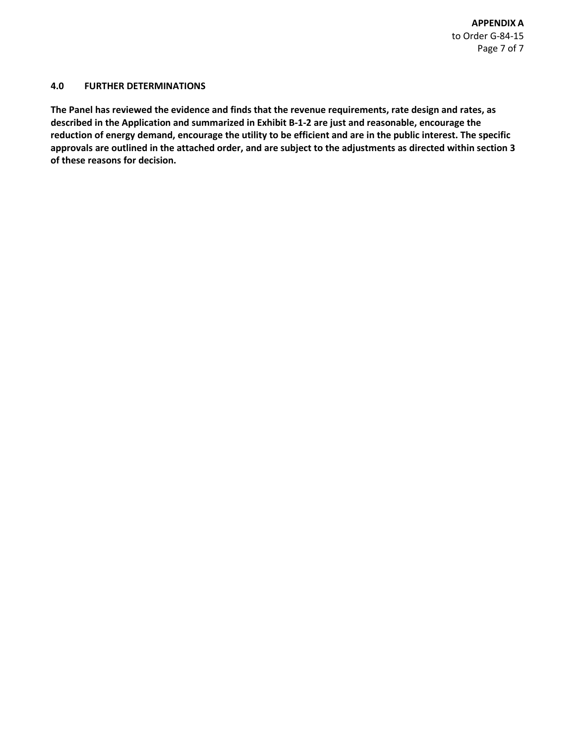## 4.0 FURTHER DETERMINATIONS

**The Panel has reviewed the evidence and finds that the revenue requirements, rate design and rates, as described in the Application and summarized in Exhibit B-1-2 are just and reasonable, encourage the reduction of energy demand, encourage the utility to be efficient and are in the public interest. The specific approvals are outlined in the attached order, and are subject to the adjustments as directed within section 3 of these reasons for decision.**